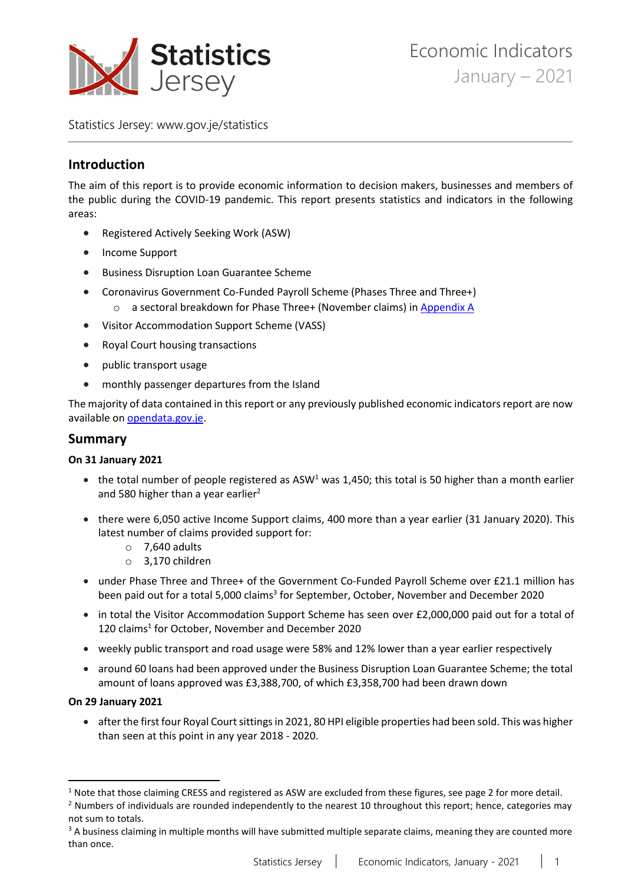# Statistics Jersey

# Economic Indicators January – 2021

Statistics Jersey: www.gov.je/statistics

## Introduction

The aim of this report is to provide economic information to decision makers, businesses and members of the public during the COVID-19 pandemic. This report presents statistics and indicators in the following areas:

- Registered Actively Seeking Work (ASW)
- Income Support
- Business Disruption Loan Guarantee Scheme
- Coronavirus Government Co-Funded Payroll Scheme (Phases Three and Three+)
  - a sectoral breakdown for Phase Three+ (November claims) in Appendix A
- Visitor Accommodation Support Scheme (VASS)
- Royal Court housing transactions
- public transport usage
- monthly passenger departures from the Island

The majority of data contained in this report or any previously published economic indicators report are now available on opendata.gov.je.

## Summary

**On 31 January 2021**

- the total number of people registered as ASW[1] was 1,450; this total is 50 higher than a month earlier and 580 higher than a year earlier[2]
- there were 6,050 active Income Support claims, 400 more than a year earlier (31 January 2020). This latest number of claims provided support for:
  - 7,640 adults
  - 3,170 children
- under Phase Three and Three+ of the Government Co-Funded Payroll Scheme over £21.1 million has been paid out for a total 5,000 claims[3] for September, October, November and December 2020
- in total the Visitor Accommodation Support Scheme has seen over £2,000,000 paid out for a total of 120 claims[1] for October, November and December 2020
- weekly public transport and road usage were 58% and 12% lower than a year earlier respectively
- around 60 loans had been approved under the Business Disruption Loan Guarantee Scheme; the total amount of loans approved was £3,388,700, of which £3,358,700 had been drawn down

**On 29 January 2021**

- after the first four Royal Court sittings in 2021, 80 HPI eligible properties had been sold. This was higher than seen at this point in any year 2018 - 2020.

---

[1] Note that those claiming CRESS and registered as ASW are excluded from these figures, see page 2 for more detail.

[2] Numbers of individuals are rounded independently to the nearest 10 throughout this report; hence, categories may not sum to totals.

[3] A business claiming in multiple months will have submitted multiple separate claims, meaning they are counted more than once.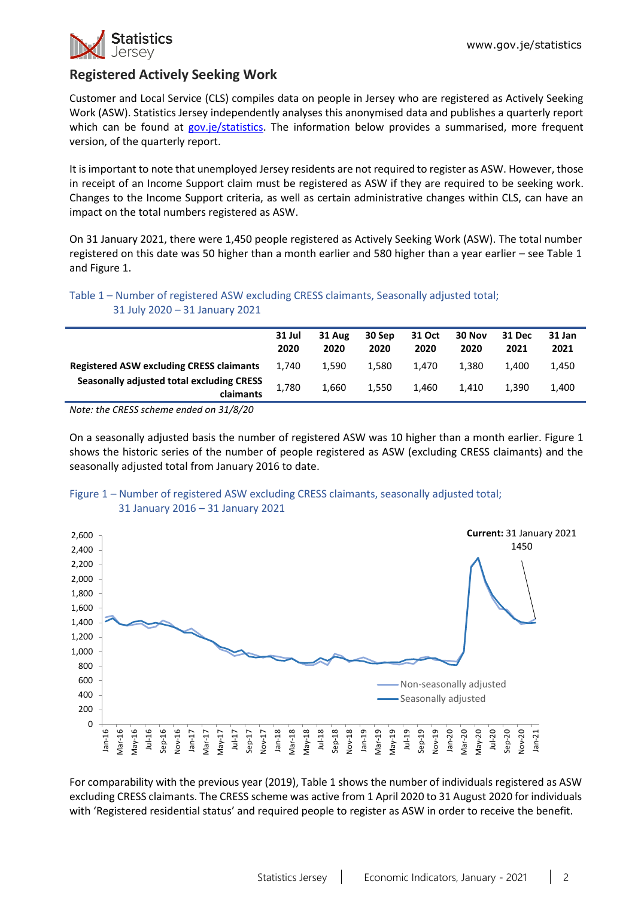## Registered Actively Seeking Work

Customer and Local Service (CLS) compiles data on people in Jersey who are registered as Actively Seeking Work (ASW). Statistics Jersey independently analyses this anonymised data and publishes a quarterly report which can be found at gov.je/statistics. The information below provides a summarised, more frequent version, of the quarterly report.

It is important to note that unemployed Jersey residents are not required to register as ASW. However, those in receipt of an Income Support claim must be registered as ASW if they are required to be seeking work. Changes to the Income Support criteria, as well as certain administrative changes within CLS, can have an impact on the total numbers registered as ASW.

On 31 January 2021, there were 1,450 people registered as Actively Seeking Work (ASW). The total number registered on this date was 50 higher than a month earlier and 580 higher than a year earlier – see Table 1 and Figure 1.

Table 1 – Number of registered ASW excluding CRESS claimants, Seasonally adjusted total; 31 July 2020 – 31 January 2021

| | 31 Jul 2020 | 31 Aug 2020 | 30 Sep 2020 | 31 Oct 2020 | 30 Nov 2020 | 31 Dec 2021 | 31 Jan 2021 |
|---|---|---|---|---|---|---|---|
| **Registered ASW excluding CRESS claimants** | 1,740 | 1,590 | 1,580 | 1,470 | 1,380 | 1,400 | 1,450 |
| **Seasonally adjusted total excluding CRESS claimants** | 1,780 | 1,660 | 1,550 | 1,460 | 1,410 | 1,390 | 1,400 |

*Note: the CRESS scheme ended on 31/8/20*

On a seasonally adjusted basis the number of registered ASW was 10 higher than a month earlier. Figure 1 shows the historic series of the number of people registered as ASW (excluding CRESS claimants) and the seasonally adjusted total from January 2016 to date.

Figure 1 – Number of registered ASW excluding CRESS claimants, seasonally adjusted total; 31 January 2016 – 31 January 2021

For comparability with the previous year (2019), Table 1 shows the number of individuals registered as ASW excluding CRESS claimants. The CRESS scheme was active from 1 April 2020 to 31 August 2020 for individuals with 'Registered residential status' and required people to register as ASW in order to receive the benefit.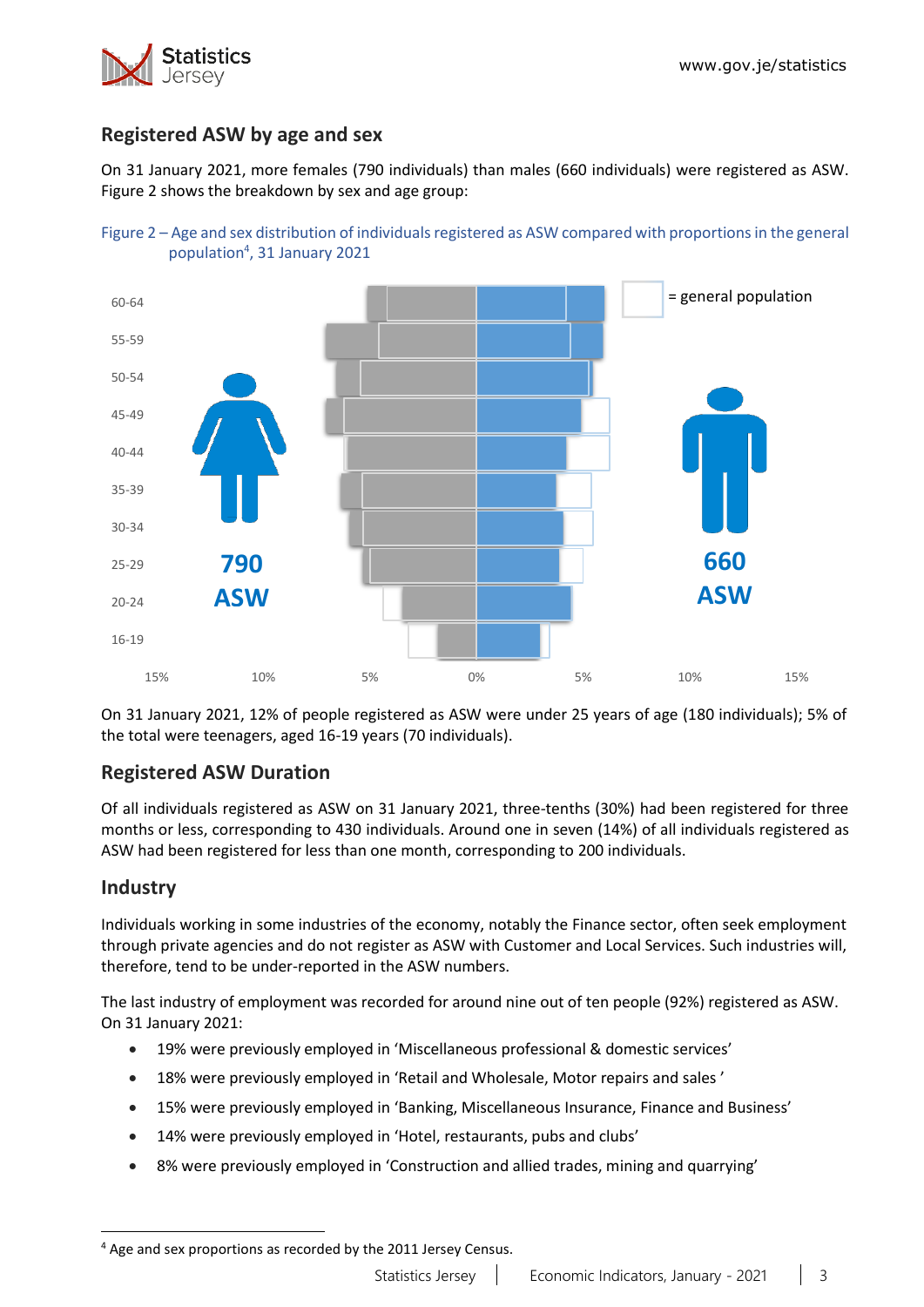## Registered ASW by age and sex

On 31 January 2021, more females (790 individuals) than males (660 individuals) were registered as ASW. Figure 2 shows the breakdown by sex and age group:

Figure 2 – Age and sex distribution of individuals registered as ASW compared with proportions in the general population[4], 31 January 2021

On 31 January 2021, 12% of people registered as ASW were under 25 years of age (180 individuals); 5% of the total were teenagers, aged 16-19 years (70 individuals).

## Registered ASW Duration

Of all individuals registered as ASW on 31 January 2021, three-tenths (30%) had been registered for three months or less, corresponding to 430 individuals. Around one in seven (14%) of all individuals registered as ASW had been registered for less than one month, corresponding to 200 individuals.

## Industry

Individuals working in some industries of the economy, notably the Finance sector, often seek employment through private agencies and do not register as ASW with Customer and Local Services. Such industries will, therefore, tend to be under-reported in the ASW numbers.

The last industry of employment was recorded for around nine out of ten people (92%) registered as ASW. On 31 January 2021:

- 19% were previously employed in 'Miscellaneous professional & domestic services'
- 18% were previously employed in 'Retail and Wholesale, Motor repairs and sales '
- 15% were previously employed in 'Banking, Miscellaneous Insurance, Finance and Business'
- 14% were previously employed in 'Hotel, restaurants, pubs and clubs'
- 8% were previously employed in 'Construction and allied trades, mining and quarrying'

[4] Age and sex proportions as recorded by the 2011 Jersey Census.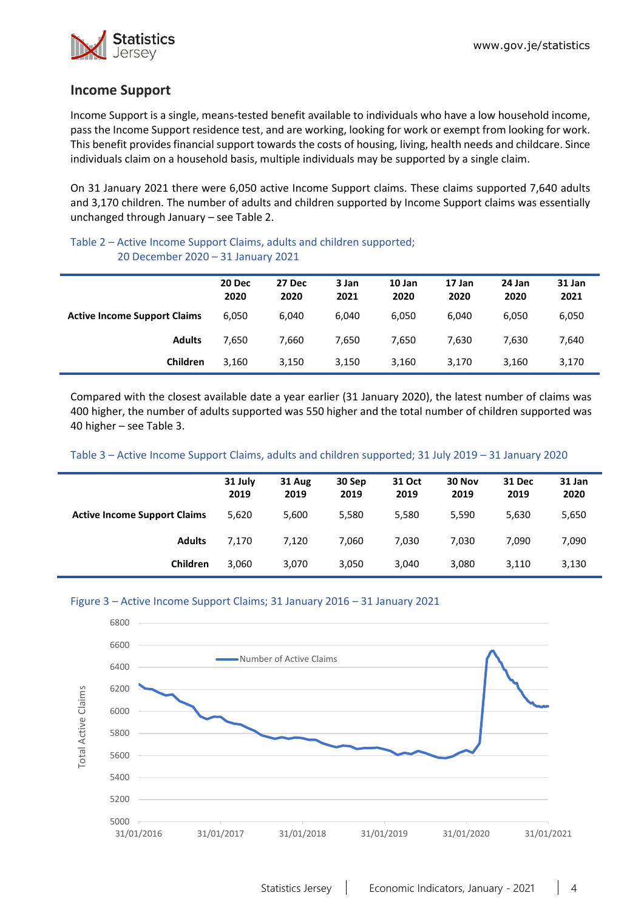## Income Support

Income Support is a single, means-tested benefit available to individuals who have a low household income, pass the Income Support residence test, and are working, looking for work or exempt from looking for work. This benefit provides financial support towards the costs of housing, living, health needs and childcare. Since individuals claim on a household basis, multiple individuals may be supported by a single claim.

On 31 January 2021 there were 6,050 active Income Support claims. These claims supported 7,640 adults and 3,170 children. The number of adults and children supported by Income Support claims was essentially unchanged through January – see Table 2.

Table 2 – Active Income Support Claims, adults and children supported; 20 December 2020 – 31 January 2021

| | 20 Dec 2020 | 27 Dec 2020 | 3 Jan 2021 | 10 Jan 2020 | 17 Jan 2020 | 24 Jan 2020 | 31 Jan 2021 |
|---|---|---|---|---|---|---|---|
| **Active Income Support Claims** | 6,050 | 6,040 | 6,040 | 6,050 | 6,040 | 6,050 | 6,050 |
| **Adults** | 7,650 | 7,660 | 7,650 | 7,650 | 7,630 | 7,630 | 7,640 |
| **Children** | 3,160 | 3,150 | 3,150 | 3,160 | 3,170 | 3,160 | 3,170 |

Compared with the closest available date a year earlier (31 January 2020), the latest number of claims was 400 higher, the number of adults supported was 550 higher and the total number of children supported was 40 higher – see Table 3.

Table 3 – Active Income Support Claims, adults and children supported; 31 July 2019 – 31 January 2020

| | 31 July 2019 | 31 Aug 2019 | 30 Sep 2019 | 31 Oct 2019 | 30 Nov 2019 | 31 Dec 2019 | 31 Jan 2020 |
|---|---|---|---|---|---|---|---|
| **Active Income Support Claims** | 5,620 | 5,600 | 5,580 | 5,580 | 5,590 | 5,630 | 5,650 |
| **Adults** | 7,170 | 7,120 | 7,060 | 7,030 | 7,030 | 7,090 | 7,090 |
| **Children** | 3,060 | 3,070 | 3,050 | 3,040 | 3,080 | 3,110 | 3,130 |

Figure 3 – Active Income Support Claims; 31 January 2016 – 31 January 2021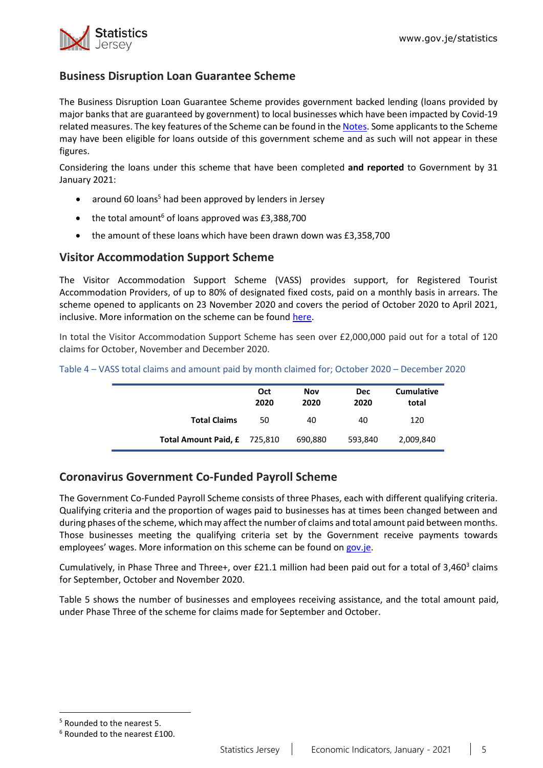## Business Disruption Loan Guarantee Scheme

The Business Disruption Loan Guarantee Scheme provides government backed lending (loans provided by major banks that are guaranteed by government) to local businesses which have been impacted by Covid-19 related measures. The key features of the Scheme can be found in the Notes. Some applicants to the Scheme may have been eligible for loans outside of this government scheme and as such will not appear in these figures.

Considering the loans under this scheme that have been completed **and reported** to Government by 31 January 2021:

- around 60 loans[5] had been approved by lenders in Jersey
- the total amount[6] of loans approved was £3,388,700
- the amount of these loans which have been drawn down was £3,358,700

## Visitor Accommodation Support Scheme

The Visitor Accommodation Support Scheme (VASS) provides support, for Registered Tourist Accommodation Providers, of up to 80% of designated fixed costs, paid on a monthly basis in arrears. The scheme opened to applicants on 23 November 2020 and covers the period of October 2020 to April 2021, inclusive. More information on the scheme can be found here.

In total the Visitor Accommodation Support Scheme has seen over £2,000,000 paid out for a total of 120 claims for October, November and December 2020.

Table 4 – VASS total claims and amount paid by month claimed for; October 2020 – December 2020

| | Oct 2020 | Nov 2020 | Dec 2020 | Cumulative total |
|---|---|---|---|---|
| **Total Claims** | 50 | 40 | 40 | 120 |
| **Total Amount Paid, £** | 725,810 | 690,880 | 593,840 | 2,009,840 |

## Coronavirus Government Co-Funded Payroll Scheme

The Government Co-Funded Payroll Scheme consists of three Phases, each with different qualifying criteria. Qualifying criteria and the proportion of wages paid to businesses has at times been changed between and during phases of the scheme, which may affect the number of claims and total amount paid between months. Those businesses meeting the qualifying criteria set by the Government receive payments towards employees' wages. More information on this scheme can be found on gov.je.

Cumulatively, in Phase Three and Three+, over £21.1 million had been paid out for a total of 3,460[3] claims for September, October and November 2020.

Table 5 shows the number of businesses and employees receiving assistance, and the total amount paid, under Phase Three of the scheme for claims made for September and October.

[5] Rounded to the nearest 5.

[6] Rounded to the nearest £100.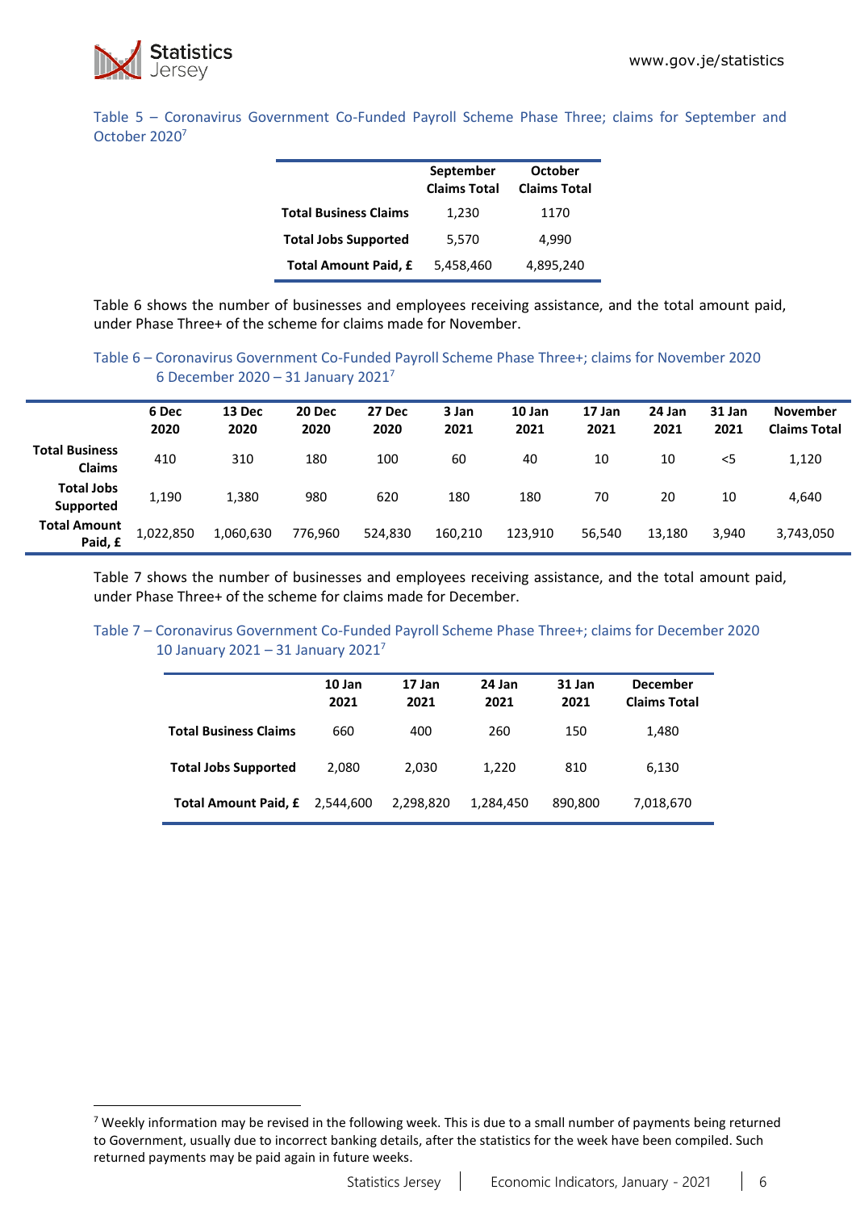Table 5 – Coronavirus Government Co-Funded Payroll Scheme Phase Three; claims for September and October 2020[7]

| | September Claims Total | October Claims Total |
|---|---|---|
| **Total Business Claims** | 1,230 | 1170 |
| **Total Jobs Supported** | 5,570 | 4,990 |
| **Total Amount Paid, £** | 5,458,460 | 4,895,240 |

Table 6 shows the number of businesses and employees receiving assistance, and the total amount paid, under Phase Three+ of the scheme for claims made for November.

Table 6 – Coronavirus Government Co-Funded Payroll Scheme Phase Three+; claims for November 2020 6 December 2020 – 31 January 2021[7]

| | 6 Dec 2020 | 13 Dec 2020 | 20 Dec 2020 | 27 Dec 2020 | 3 Jan 2021 | 10 Jan 2021 | 17 Jan 2021 | 24 Jan 2021 | 31 Jan 2021 | November Claims Total |
|---|---|---|---|---|---|---|---|---|---|---|
| **Total Business Claims** | 410 | 310 | 180 | 100 | 60 | 40 | 10 | 10 | <5 | 1,120 |
| **Total Jobs Supported** | 1,190 | 1,380 | 980 | 620 | 180 | 180 | 70 | 20 | 10 | 4,640 |
| **Total Amount Paid, £** | 1,022,850 | 1,060,630 | 776,960 | 524,830 | 160,210 | 123,910 | 56,540 | 13,180 | 3,940 | 3,743,050 |

Table 7 shows the number of businesses and employees receiving assistance, and the total amount paid, under Phase Three+ of the scheme for claims made for December.

Table 7 – Coronavirus Government Co-Funded Payroll Scheme Phase Three+; claims for December 2020 10 January 2021 – 31 January 2021[7]

| | 10 Jan 2021 | 17 Jan 2021 | 24 Jan 2021 | 31 Jan 2021 | December Claims Total |
|---|---|---|---|---|---|
| **Total Business Claims** | 660 | 400 | 260 | 150 | 1,480 |
| **Total Jobs Supported** | 2,080 | 2,030 | 1,220 | 810 | 6,130 |
| **Total Amount Paid, £** | 2,544,600 | 2,298,820 | 1,284,450 | 890,800 | 7,018,670 |

[7] Weekly information may be revised in the following week. This is due to a small number of payments being returned to Government, usually due to incorrect banking details, after the statistics for the week have been compiled. Such returned payments may be paid again in future weeks.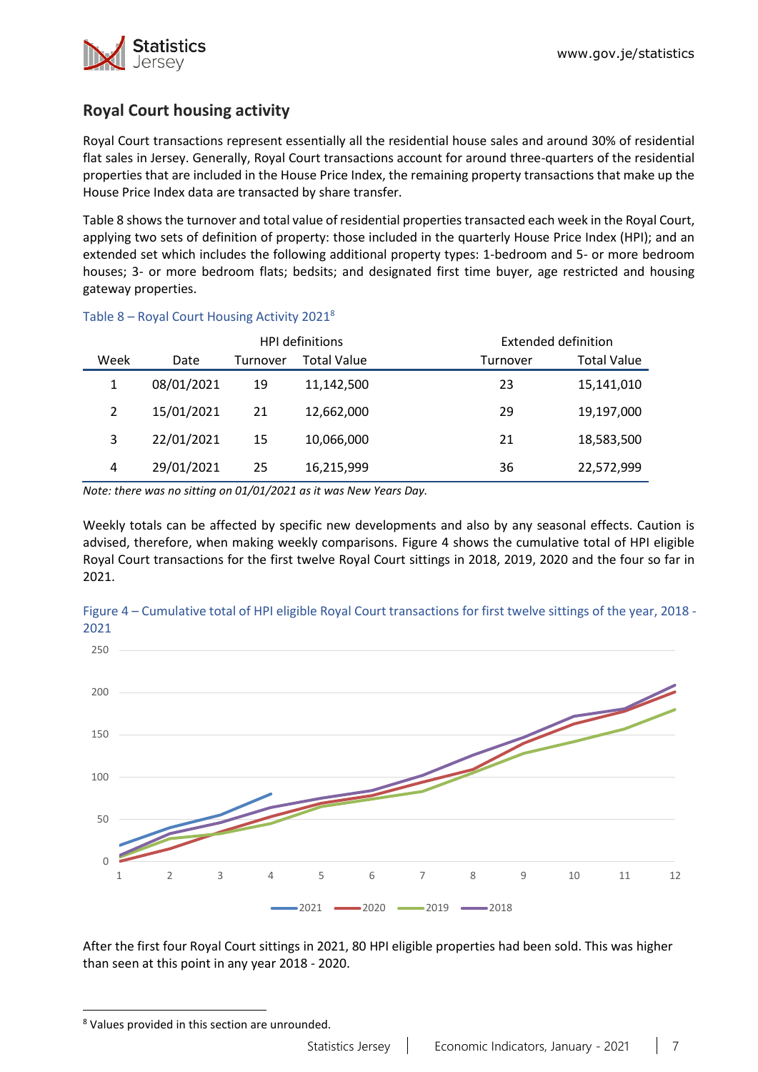## Royal Court housing activity

Royal Court transactions represent essentially all the residential house sales and around 30% of residential flat sales in Jersey. Generally, Royal Court transactions account for around three-quarters of the residential properties that are included in the House Price Index, the remaining property transactions that make up the House Price Index data are transacted by share transfer.

Table 8 shows the turnover and total value of residential properties transacted each week in the Royal Court, applying two sets of definition of property: those included in the quarterly House Price Index (HPI); and an extended set which includes the following additional property types: 1-bedroom and 5- or more bedroom houses; 3- or more bedroom flats; bedsits; and designated first time buyer, age restricted and housing gateway properties.

Table 8 – Royal Court Housing Activity 2021[8]

| | | HPI definitions | | Extended definition | |
|---|---|---|---|---|---|
| Week | Date | Turnover | Total Value | Turnover | Total Value |
| 1 | 08/01/2021 | 19 | 11,142,500 | 23 | 15,141,010 |
| 2 | 15/01/2021 | 21 | 12,662,000 | 29 | 19,197,000 |
| 3 | 22/01/2021 | 15 | 10,066,000 | 21 | 18,583,500 |
| 4 | 29/01/2021 | 25 | 16,215,999 | 36 | 22,572,999 |

*Note: there was no sitting on 01/01/2021 as it was New Years Day.*

Weekly totals can be affected by specific new developments and also by any seasonal effects. Caution is advised, therefore, when making weekly comparisons. Figure 4 shows the cumulative total of HPI eligible Royal Court transactions for the first twelve Royal Court sittings in 2018, 2019, 2020 and the four so far in 2021.

Figure 4 – Cumulative total of HPI eligible Royal Court transactions for first twelve sittings of the year, 2018 - 2021

After the first four Royal Court sittings in 2021, 80 HPI eligible properties had been sold. This was higher than seen at this point in any year 2018 - 2020.

[8] Values provided in this section are unrounded.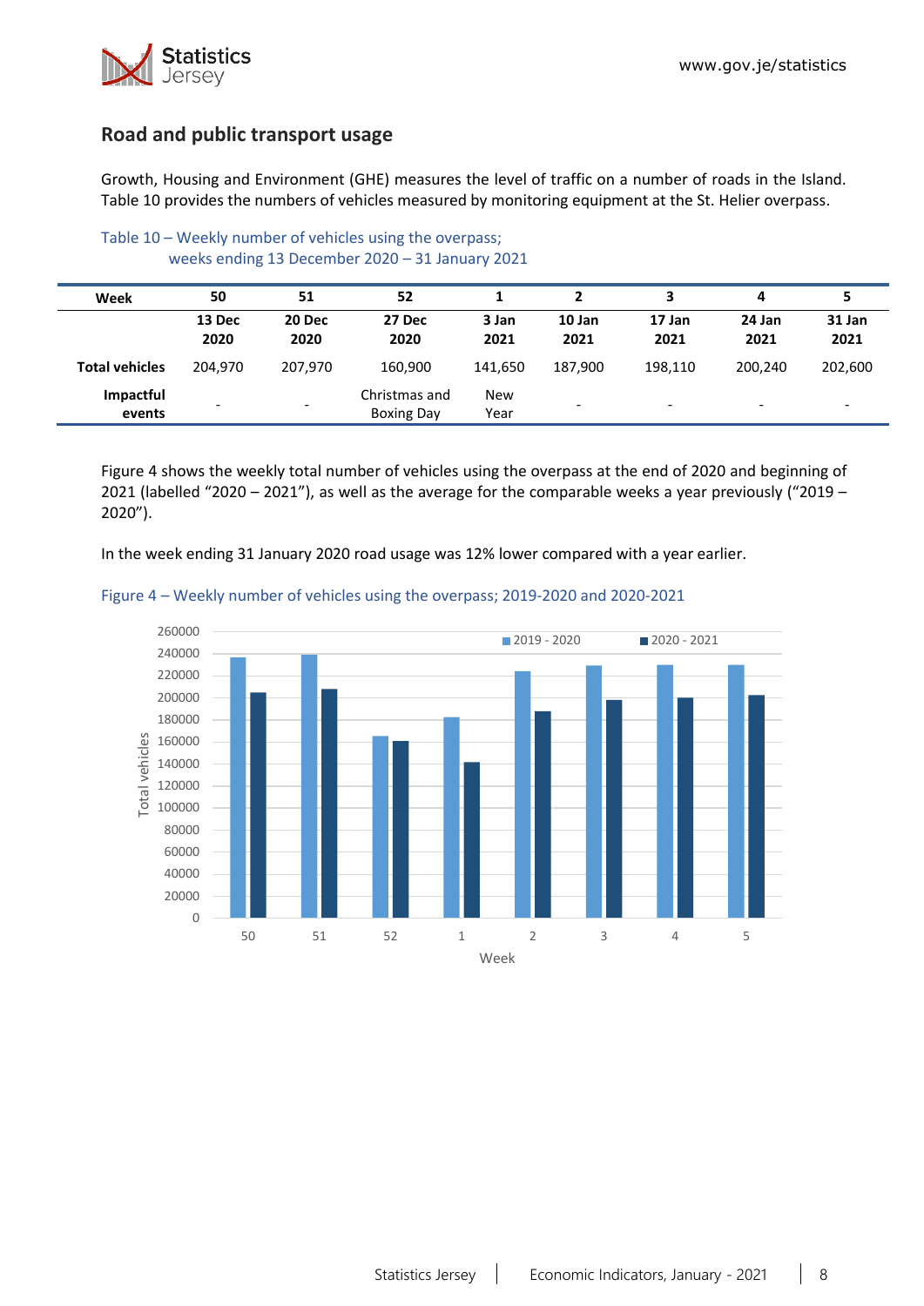## Road and public transport usage

Growth, Housing and Environment (GHE) measures the level of traffic on a number of roads in the Island. Table 10 provides the numbers of vehicles measured by monitoring equipment at the St. Helier overpass.

Table 10 – Weekly number of vehicles using the overpass; weeks ending 13 December 2020 – 31 January 2021

| Week | 50 | 51 | 52 | 1 | 2 | 3 | 4 | 5 |
|---|---|---|---|---|---|---|---|---|
| | 13 Dec 2020 | 20 Dec 2020 | 27 Dec 2020 | 3 Jan 2021 | 10 Jan 2021 | 17 Jan 2021 | 24 Jan 2021 | 31 Jan 2021 |
| Total vehicles | 204,970 | 207,970 | 160,900 | 141,650 | 187,900 | 198,110 | 200,240 | 202,600 |
| Impactful events | - | - | Christmas and Boxing Day | New Year | - | - | - | - |

Figure 4 shows the weekly total number of vehicles using the overpass at the end of 2020 and beginning of 2021 (labelled "2020 – 2021"), as well as the average for the comparable weeks a year previously ("2019 – 2020").

In the week ending 31 January 2020 road usage was 12% lower compared with a year earlier.

Figure 4 – Weekly number of vehicles using the overpass; 2019-2020 and 2020-2021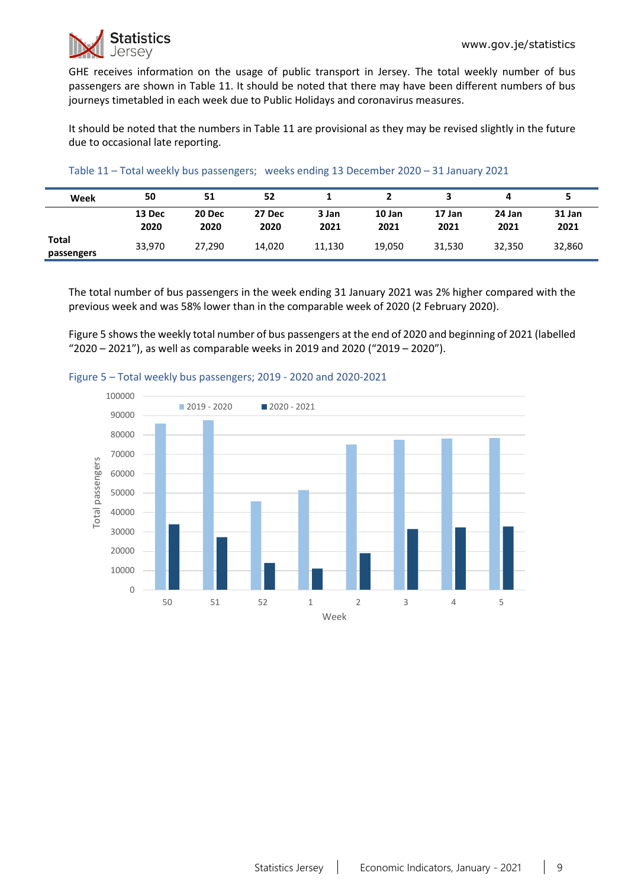GHE receives information on the usage of public transport in Jersey. The total weekly number of bus passengers are shown in Table 11. It should be noted that there may have been different numbers of bus journeys timetabled in each week due to Public Holidays and coronavirus measures.

It should be noted that the numbers in Table 11 are provisional as they may be revised slightly in the future due to occasional late reporting.

Table 11 – Total weekly bus passengers; weeks ending 13 December 2020 – 31 January 2021

| Week | 50 | 51 | 52 | 1 | 2 | 3 | 4 | 5 |
|---|---|---|---|---|---|---|---|---|
| | **13 Dec 2020** | **20 Dec 2020** | **27 Dec 2020** | **3 Jan 2021** | **10 Jan 2021** | **17 Jan 2021** | **24 Jan 2021** | **31 Jan 2021** |
| **Total passengers** | 33,970 | 27,290 | 14,020 | 11,130 | 19,050 | 31,530 | 32,350 | 32,860 |

The total number of bus passengers in the week ending 31 January 2021 was 2% higher compared with the previous week and was 58% lower than in the comparable week of 2020 (2 February 2020).

Figure 5 shows the weekly total number of bus passengers at the end of 2020 and beginning of 2021 (labelled "2020 – 2021"), as well as comparable weeks in 2019 and 2020 ("2019 – 2020").

Figure 5 – Total weekly bus passengers; 2019 - 2020 and 2020-2021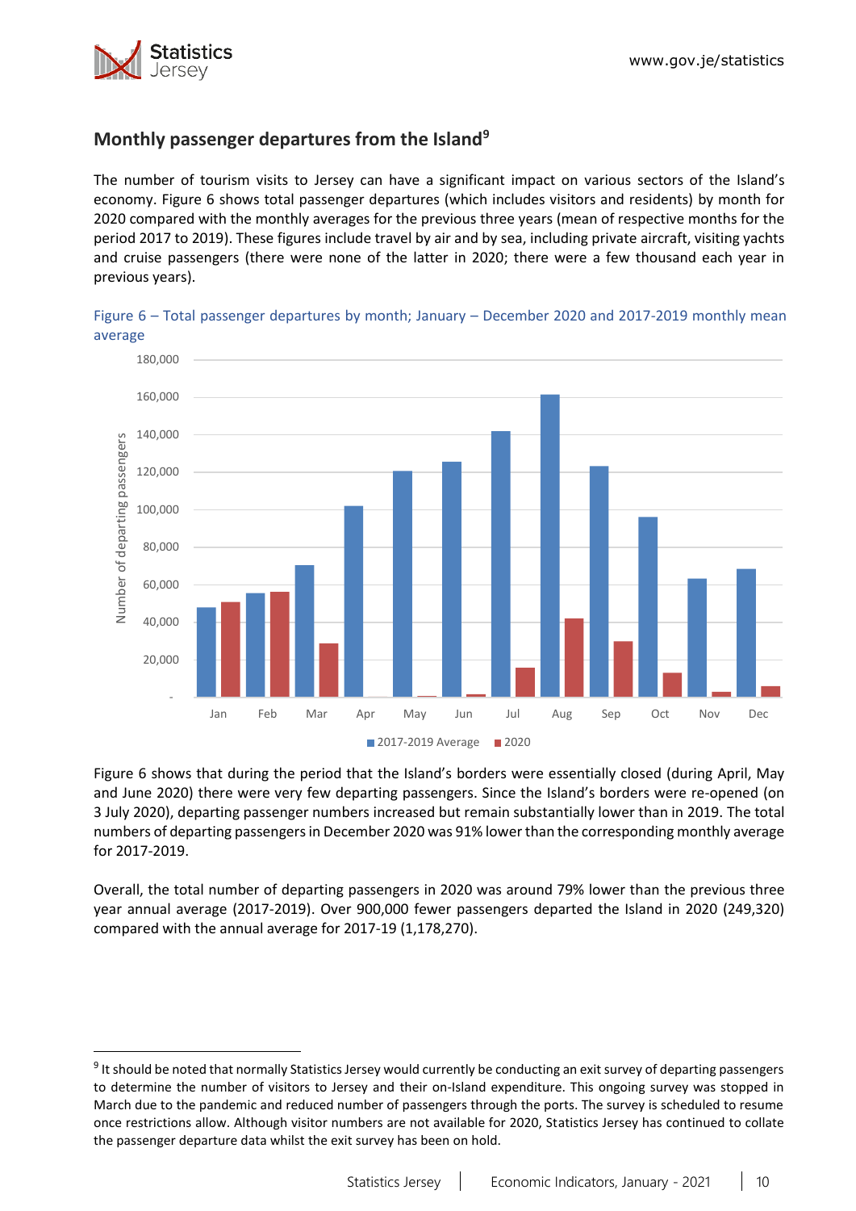## Monthly passenger departures from the Island[9]

The number of tourism visits to Jersey can have a significant impact on various sectors of the Island's economy. Figure 6 shows total passenger departures (which includes visitors and residents) by month for 2020 compared with the monthly averages for the previous three years (mean of respective months for the period 2017 to 2019). These figures include travel by air and by sea, including private aircraft, visiting yachts and cruise passengers (there were none of the latter in 2020; there were a few thousand each year in previous years).

Figure 6 – Total passenger departures by month; January – December 2020 and 2017-2019 monthly mean average

Figure 6 shows that during the period that the Island's borders were essentially closed (during April, May and June 2020) there were very few departing passengers. Since the Island's borders were re-opened (on 3 July 2020), departing passenger numbers increased but remain substantially lower than in 2019. The total numbers of departing passengers in December 2020 was 91% lower than the corresponding monthly average for 2017-2019.

Overall, the total number of departing passengers in 2020 was around 79% lower than the previous three year annual average (2017-2019). Over 900,000 fewer passengers departed the Island in 2020 (249,320) compared with the annual average for 2017-19 (1,178,270).

[9] It should be noted that normally Statistics Jersey would currently be conducting an exit survey of departing passengers to determine the number of visitors to Jersey and their on-Island expenditure. This ongoing survey was stopped in March due to the pandemic and reduced number of passengers through the ports. The survey is scheduled to resume once restrictions allow. Although visitor numbers are not available for 2020, Statistics Jersey has continued to collate the passenger departure data whilst the exit survey has been on hold.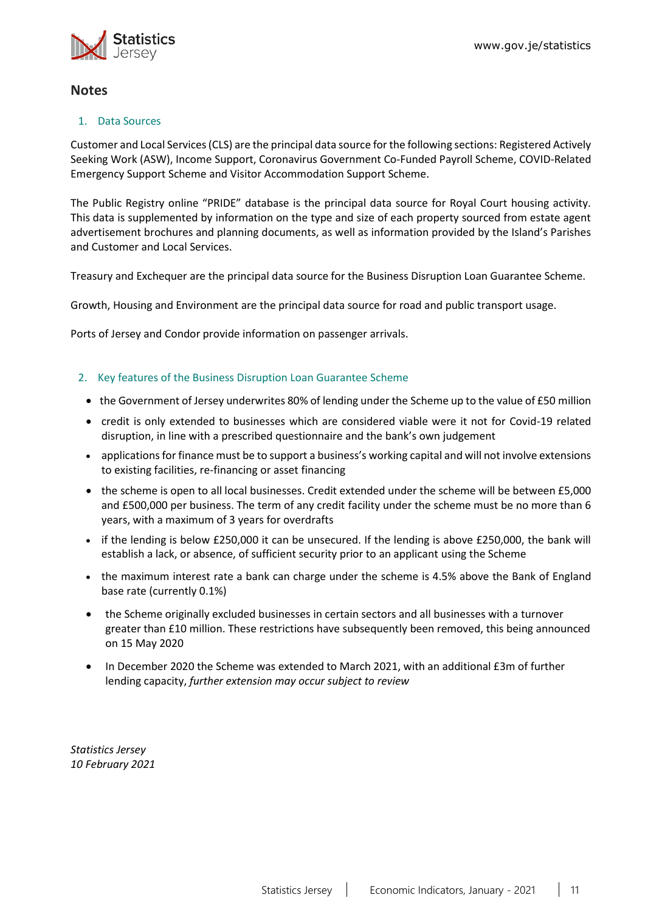## Notes

### 1. Data Sources

Customer and Local Services (CLS) are the principal data source for the following sections: Registered Actively Seeking Work (ASW), Income Support, Coronavirus Government Co-Funded Payroll Scheme, COVID-Related Emergency Support Scheme and Visitor Accommodation Support Scheme.

The Public Registry online "PRIDE" database is the principal data source for Royal Court housing activity. This data is supplemented by information on the type and size of each property sourced from estate agent advertisement brochures and planning documents, as well as information provided by the Island's Parishes and Customer and Local Services.

Treasury and Exchequer are the principal data source for the Business Disruption Loan Guarantee Scheme.

Growth, Housing and Environment are the principal data source for road and public transport usage.

Ports of Jersey and Condor provide information on passenger arrivals.

### 2. Key features of the Business Disruption Loan Guarantee Scheme

- the Government of Jersey underwrites 80% of lending under the Scheme up to the value of £50 million
- credit is only extended to businesses which are considered viable were it not for Covid-19 related disruption, in line with a prescribed questionnaire and the bank's own judgement
- applications for finance must be to support a business's working capital and will not involve extensions to existing facilities, re-financing or asset financing
- the scheme is open to all local businesses. Credit extended under the scheme will be between £5,000 and £500,000 per business. The term of any credit facility under the scheme must be no more than 6 years, with a maximum of 3 years for overdrafts
- if the lending is below £250,000 it can be unsecured. If the lending is above £250,000, the bank will establish a lack, or absence, of sufficient security prior to an applicant using the Scheme
- the maximum interest rate a bank can charge under the scheme is 4.5% above the Bank of England base rate (currently 0.1%)
- the Scheme originally excluded businesses in certain sectors and all businesses with a turnover greater than £10 million. These restrictions have subsequently been removed, this being announced on 15 May 2020
- In December 2020 the Scheme was extended to March 2021, with an additional £3m of further lending capacity, *further extension may occur subject to review*

*Statistics Jersey*
*10 February 2021*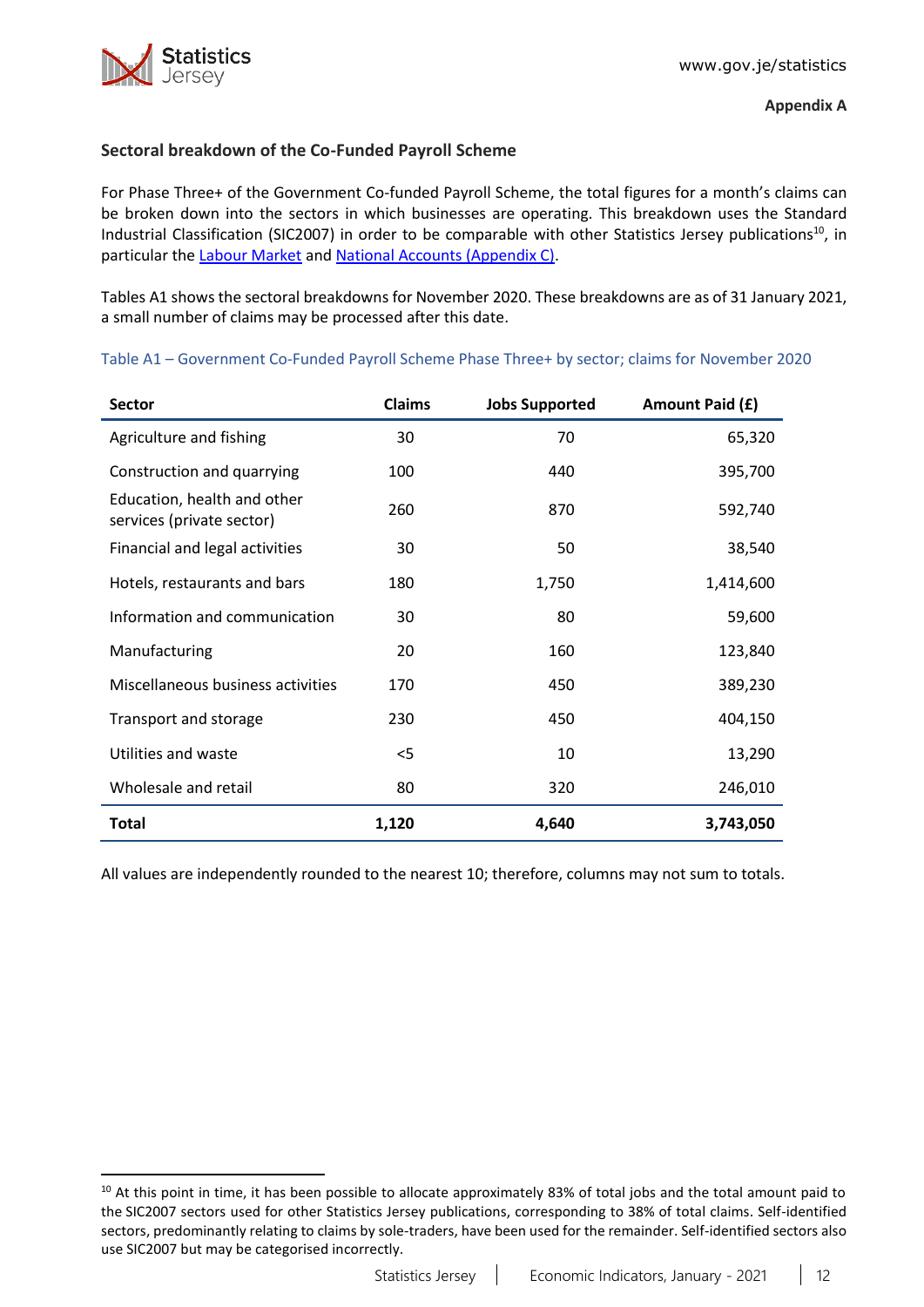**Appendix A**

### Sectoral breakdown of the Co-Funded Payroll Scheme

For Phase Three+ of the Government Co-funded Payroll Scheme, the total figures for a month's claims can be broken down into the sectors in which businesses are operating. This breakdown uses the Standard Industrial Classification (SIC2007) in order to be comparable with other Statistics Jersey publications[10], in particular the [Labour Market](Labour Market) and [National Accounts (Appendix C)](National Accounts (Appendix C)).

Tables A1 shows the sectoral breakdowns for November 2020. These breakdowns are as of 31 January 2021, a small number of claims may be processed after this date.

Table A1 – Government Co-Funded Payroll Scheme Phase Three+ by sector; claims for November 2020

| Sector | Claims | Jobs Supported | Amount Paid (£) |
|---|---|---|---|
| Agriculture and fishing | 30 | 70 | 65,320 |
| Construction and quarrying | 100 | 440 | 395,700 |
| Education, health and other services (private sector) | 260 | 870 | 592,740 |
| Financial and legal activities | 30 | 50 | 38,540 |
| Hotels, restaurants and bars | 180 | 1,750 | 1,414,600 |
| Information and communication | 30 | 80 | 59,600 |
| Manufacturing | 20 | 160 | 123,840 |
| Miscellaneous business activities | 170 | 450 | 389,230 |
| Transport and storage | 230 | 450 | 404,150 |
| Utilities and waste | <5 | 10 | 13,290 |
| Wholesale and retail | 80 | 320 | 246,010 |
| **Total** | **1,120** | **4,640** | **3,743,050** |

All values are independently rounded to the nearest 10; therefore, columns may not sum to totals.

[10] At this point in time, it has been possible to allocate approximately 83% of total jobs and the total amount paid to the SIC2007 sectors used for other Statistics Jersey publications, corresponding to 38% of total claims. Self-identified sectors, predominantly relating to claims by sole-traders, have been used for the remainder. Self-identified sectors also use SIC2007 but may be categorised incorrectly.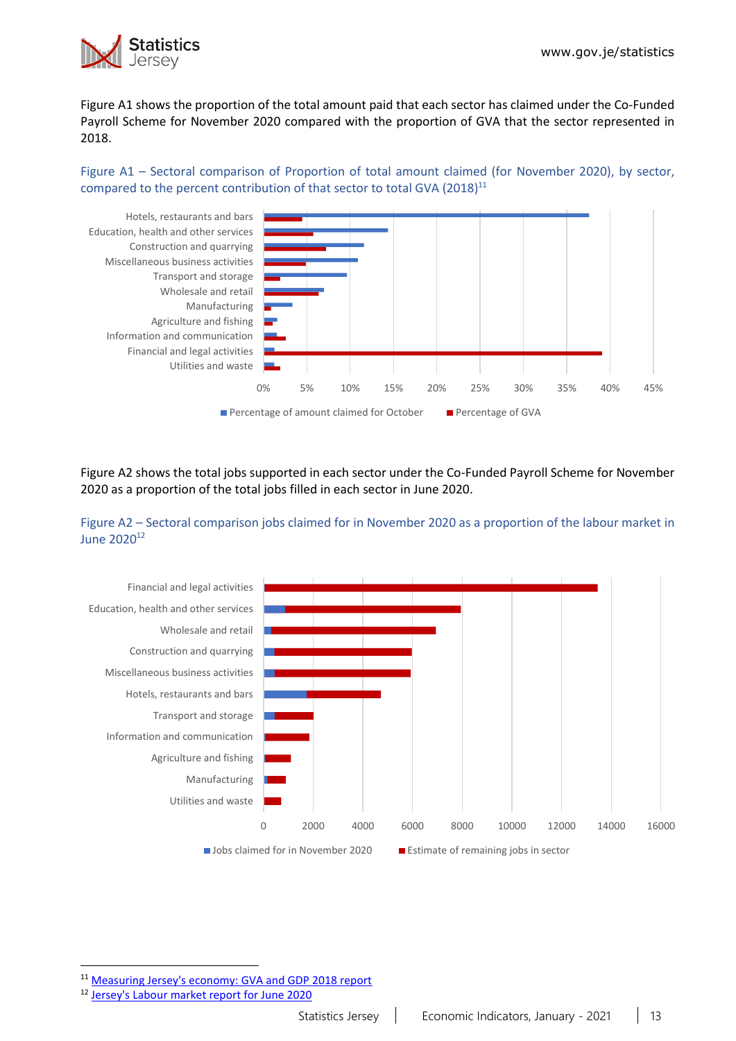Figure A1 shows the proportion of the total amount paid that each sector has claimed under the Co-Funded Payroll Scheme for November 2020 compared with the proportion of GVA that the sector represented in 2018.

Figure A1 – Sectoral comparison of Proportion of total amount claimed (for November 2020), by sector, compared to the percent contribution of that sector to total GVA (2018)[11]

Figure A2 shows the total jobs supported in each sector under the Co-Funded Payroll Scheme for November 2020 as a proportion of the total jobs filled in each sector in June 2020.

Figure A2 – Sectoral comparison jobs claimed for in November 2020 as a proportion of the labour market in June 2020[12]

[11] Measuring Jersey's economy: GVA and GDP 2018 report

[12] Jersey's Labour market report for June 2020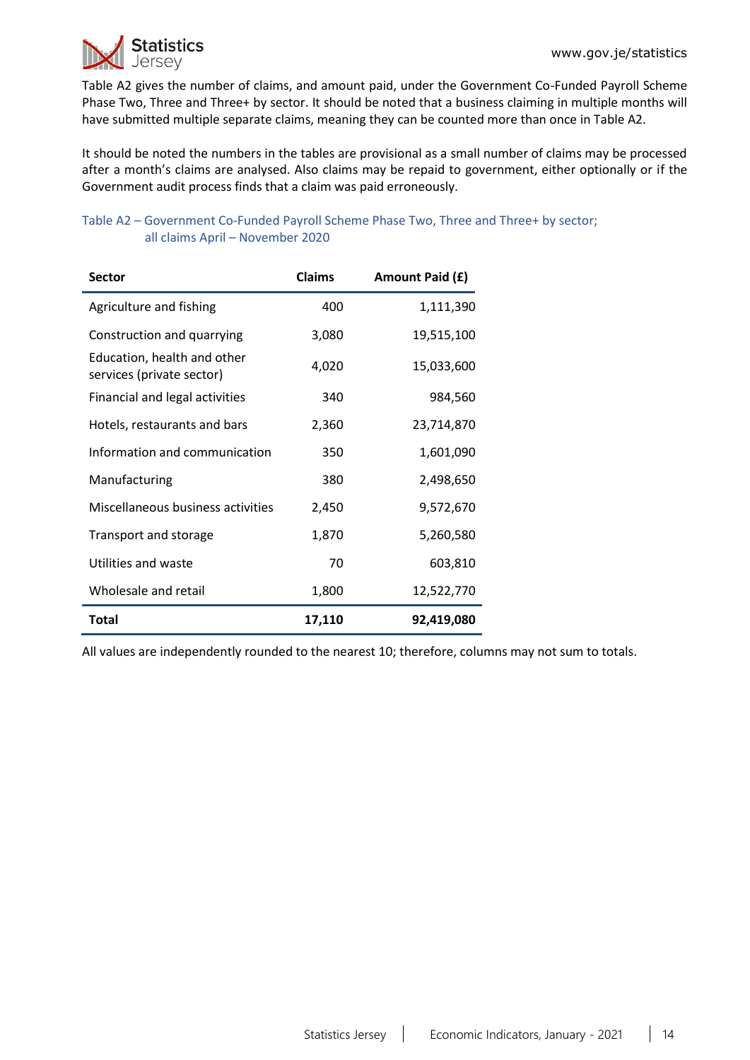Table A2 gives the number of claims, and amount paid, under the Government Co-Funded Payroll Scheme Phase Two, Three and Three+ by sector. It should be noted that a business claiming in multiple months will have submitted multiple separate claims, meaning they can be counted more than once in Table A2.

It should be noted the numbers in the tables are provisional as a small number of claims may be processed after a month's claims are analysed. Also claims may be repaid to government, either optionally or if the Government audit process finds that a claim was paid erroneously.

Table A2 – Government Co-Funded Payroll Scheme Phase Two, Three and Three+ by sector; all claims April – November 2020

| Sector | Claims | Amount Paid (£) |
|---|---|---|
| Agriculture and fishing | 400 | 1,111,390 |
| Construction and quarrying | 3,080 | 19,515,100 |
| Education, health and other services (private sector) | 4,020 | 15,033,600 |
| Financial and legal activities | 340 | 984,560 |
| Hotels, restaurants and bars | 2,360 | 23,714,870 |
| Information and communication | 350 | 1,601,090 |
| Manufacturing | 380 | 2,498,650 |
| Miscellaneous business activities | 2,450 | 9,572,670 |
| Transport and storage | 1,870 | 5,260,580 |
| Utilities and waste | 70 | 603,810 |
| Wholesale and retail | 1,800 | 12,522,770 |
| **Total** | **17,110** | **92,419,080** |

All values are independently rounded to the nearest 10; therefore, columns may not sum to totals.